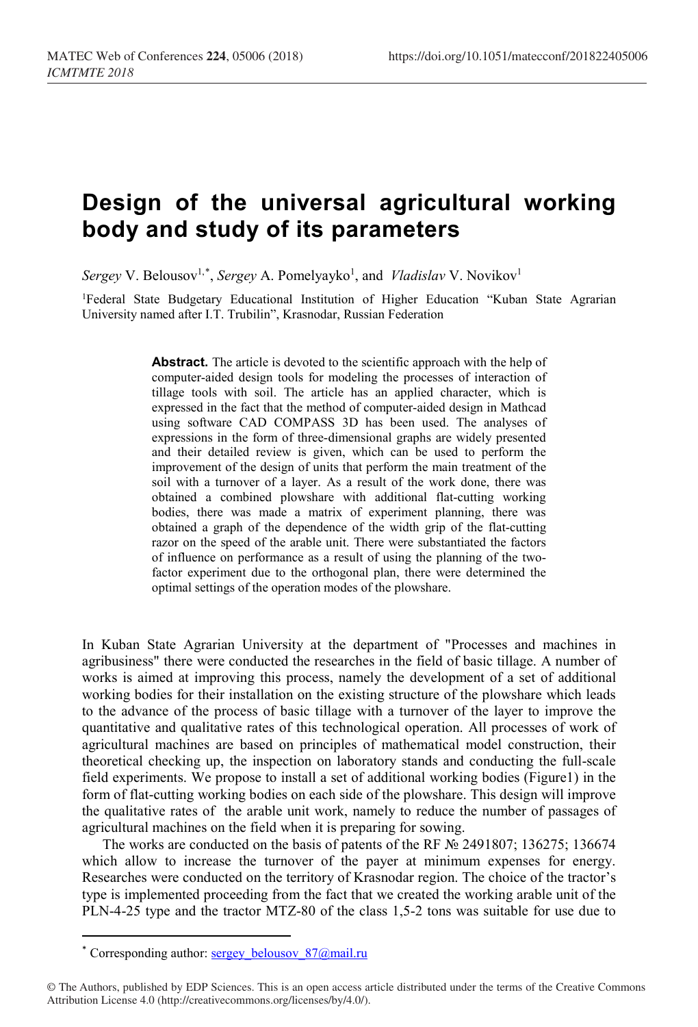# Design of the universal agricultural working body and study of its parameters

*Sergey* V. Belousov[1,*], *Sergey* A. Pomelyayko[1], and *Vladislav* V. Novikov[1]

[1]Federal State Budgetary Educational Institution of Higher Education "Kuban State Agrarian University named after I.T. Trubilin", Krasnodar, Russian Federation

**Abstract.** The article is devoted to the scientific approach with the help of computer-aided design tools for modeling the processes of interaction of tillage tools with soil. The article has an applied character, which is expressed in the fact that the method of computer-aided design in Mathcad using software CAD COMPASS 3D has been used. The analyses of expressions in the form of three-dimensional graphs are widely presented and their detailed review is given, which can be used to perform the improvement of the design of units that perform the main treatment of the soil with a turnover of a layer. As a result of the work done, there was obtained a combined plowshare with additional flat-cutting working bodies, there was made a matrix of experiment planning, there was obtained a graph of the dependence of the width grip of the flat-cutting razor on the speed of the arable unit. There were substantiated the factors of influence on performance as a result of using the planning of the two-factor experiment due to the orthogonal plan, there were determined the optimal settings of the operation modes of the plowshare.

In Kuban State Agrarian University at the department of "Processes and machines in agribusiness" there were conducted the researches in the field of basic tillage. A number of works is aimed at improving this process, namely the development of a set of additional working bodies for their installation on the existing structure of the plowshare which leads to the advance of the process of basic tillage with a turnover of the layer to improve the quantitative and qualitative rates of this technological operation. All processes of work of agricultural machines are based on principles of mathematical model construction, their theoretical checking up, the inspection on laboratory stands and conducting the full-scale field experiments. We propose to install a set of additional working bodies (Figure1) in the form of flat-cutting working bodies on each side of the plowshare. This design will improve the qualitative rates of the arable unit work, namely to reduce the number of passages of agricultural machines on the field when it is preparing for sowing.

The works are conducted on the basis of patents of the RF № 2491807; 136275; 136674 which allow to increase the turnover of the payer at minimum expenses for energy. Researches were conducted on the territory of Krasnodar region. The choice of the tractor's type is implemented proceeding from the fact that we created the working arable unit of the PLN-4-25 type and the tractor MTZ-80 of the class 1,5-2 tons was suitable for use due to

---

\* Corresponding author: sergey_belousov_87@mail.ru

© The Authors, published by EDP Sciences. This is an open access article distributed under the terms of the Creative Commons Attribution License 4.0 (http://creativecommons.org/licenses/by/4.0/).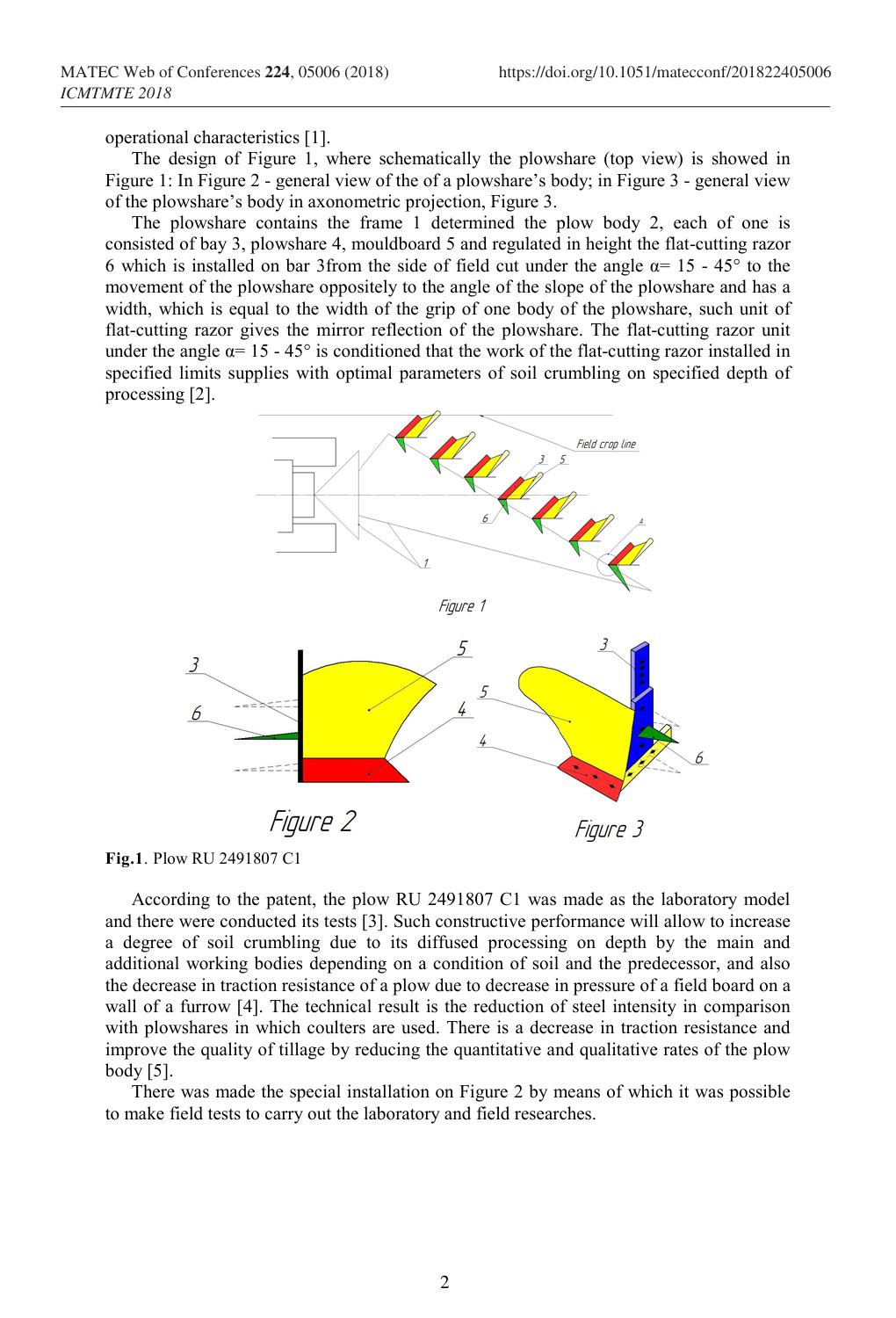operational characteristics [1].

The design of Figure 1, where schematically the plowshare (top view) is showed in Figure 1: In Figure 2 - general view of the of a plowshare's body; in Figure 3 - general view of the plowshare's body in axonometric projection, Figure 3.

The plowshare contains the frame 1 determined the plow body 2, each of one is consisted of bay 3, plowshare 4, mouldboard 5 and regulated in height the flat-cutting razor 6 which is installed on bar 3from the side of field cut under the angle α= 15 - 45° to the movement of the plowshare oppositely to the angle of the slope of the plowshare and has a width, which is equal to the width of the grip of one body of the plowshare, such unit of flat-cutting razor gives the mirror reflection of the plowshare. The flat-cutting razor unit under the angle α= 15 - 45° is conditioned that the work of the flat-cutting razor installed in specified limits supplies with optimal parameters of soil crumbling on specified depth of processing [2].

Figure 1

Figure 2

Figure 3

**Fig.1**. Plow RU 2491807 C1

According to the patent, the plow RU 2491807 C1 was made as the laboratory model and there were conducted its tests [3]. Such constructive performance will allow to increase a degree of soil crumbling due to its diffused processing on depth by the main and additional working bodies depending on a condition of soil and the predecessor, and also the decrease in traction resistance of a plow due to decrease in pressure of a field board on a wall of a furrow [4]. The technical result is the reduction of steel intensity in comparison with plowshares in which coulters are used. There is a decrease in traction resistance and improve the quality of tillage by reducing the quantitative and qualitative rates of the plow body [5].

There was made the special installation on Figure 2 by means of which it was possible to make field tests to carry out the laboratory and field researches.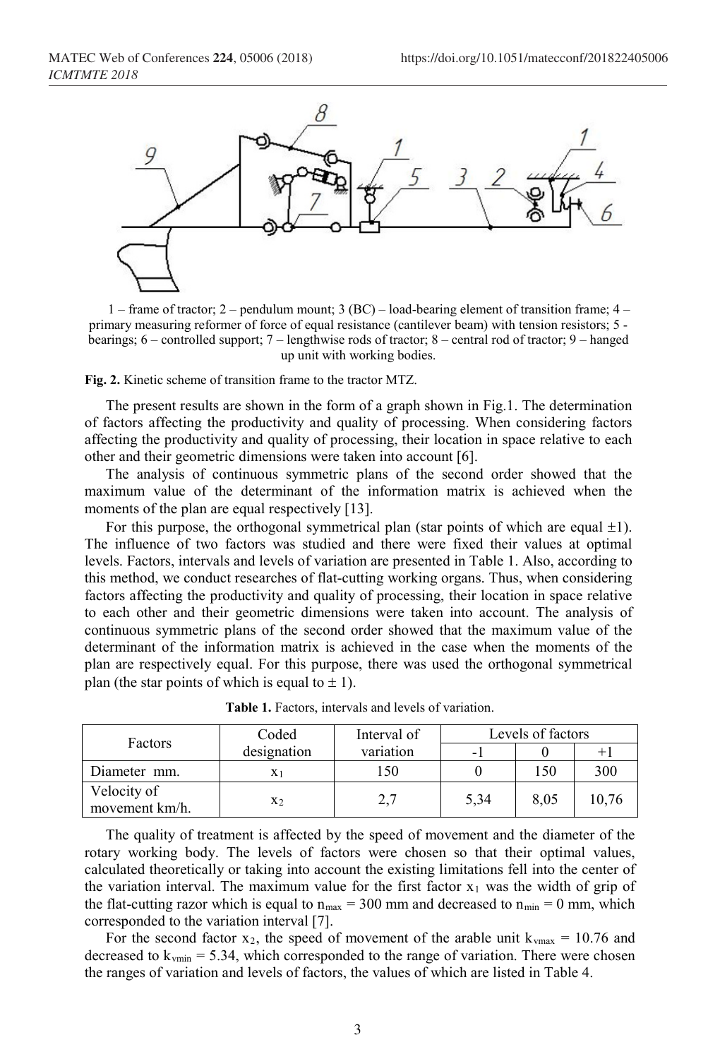1 – frame of tractor; 2 – pendulum mount; 3 (BC) – load-bearing element of transition frame; 4 – primary measuring reformer of force of equal resistance (cantilever beam) with tension resistors; 5 - bearings; 6 – controlled support; 7 – lengthwise rods of tractor; 8 – central rod of tractor; 9 – hanged up unit with working bodies.

**Fig. 2.** Kinetic scheme of transition frame to the tractor MTZ.

The present results are shown in the form of a graph shown in Fig.1. The determination of factors affecting the productivity and quality of processing. When considering factors affecting the productivity and quality of processing, their location in space relative to each other and their geometric dimensions were taken into account [6].

The analysis of continuous symmetric plans of the second order showed that the maximum value of the determinant of the information matrix is achieved when the moments of the plan are equal respectively [13].

For this purpose, the orthogonal symmetrical plan (star points of which are equal $\pm 1$). The influence of two factors was studied and there were fixed their values at optimal levels. Factors, intervals and levels of variation are presented in Table 1. Also, according to this method, we conduct researches of flat-cutting working organs. Thus, when considering factors affecting the productivity and quality of processing, their location in space relative to each other and their geometric dimensions were taken into account. The analysis of continuous symmetric plans of the second order showed that the maximum value of the determinant of the information matrix is achieved in the case when the moments of the plan are respectively equal. For this purpose, there was used the orthogonal symmetrical plan (the star points of which is equal to $\pm$ 1).

**Table 1.** Factors, intervals and levels of variation.

| Factors | Coded designation | Interval of variation | Levels of factors | | |
|---|---|---|---|---|---|
| | | | -1 | 0 | +1 |
| Diameter mm. | $x_1$ | 150 | 0 | 150 | 300 |
| Velocity of movement km/h. | $x_2$ | 2,7 | 5,34 | 8,05 | 10,76 |

The quality of treatment is affected by the speed of movement and the diameter of the rotary working body. The levels of factors were chosen so that their optimal values, calculated theoretically or taking into account the existing limitations fell into the center of the variation interval. The maximum value for the first factor $x_1$ was the width of grip of the flat-cutting razor which is equal to $n_{max}$ = 300 mm and decreased to $n_{min}$ = 0 mm, which corresponded to the variation interval [7].

For the second factor $x_2$, the speed of movement of the arable unit $k_{vmax}$ = 10.76 and decreased to $k_{vmin}$ = 5.34, which corresponded to the range of variation. There were chosen the ranges of variation and levels of factors, the values of which are listed in Table 4.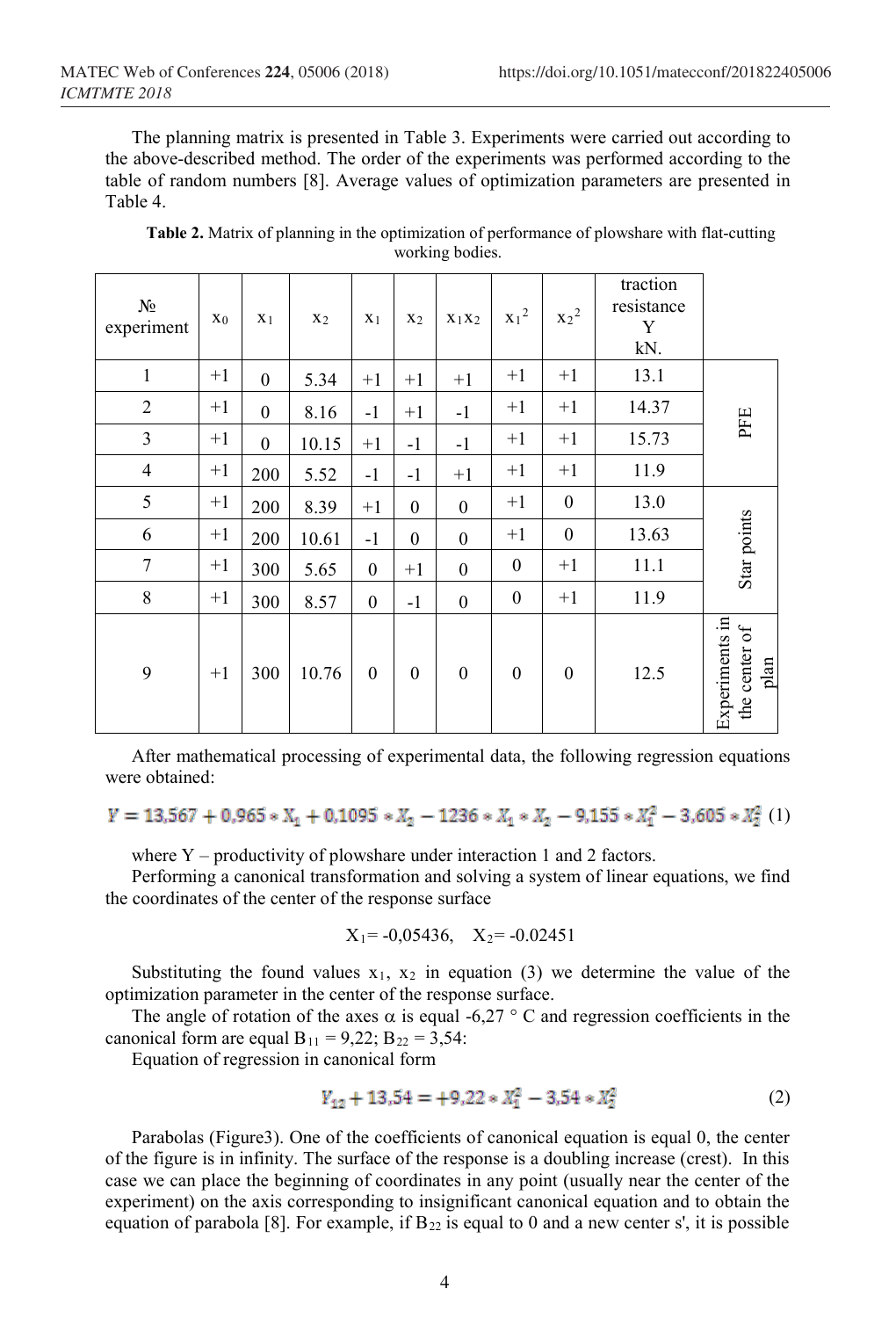The planning matrix is presented in Table 3. Experiments were carried out according to the above-described method. The order of the experiments was performed according to the table of random numbers [8]. Average values of optimization parameters are presented in Table 4.

**Table 2.** Matrix of planning in the optimization of performance of plowshare with flat-cutting working bodies.

| № experiment | $x_0$ | $x_1$ | $x_2$ | $x_1$ | $x_2$ | $x_1x_2$ | $x_1^2$ | $x_2^2$ | traction resistance Y kN. | |
|---|---|---|---|---|---|---|---|---|---|---|
| 1 | +1 | 0 | 5.34 | +1 | +1 | +1 | +1 | +1 | 13.1 | PFE |
| 2 | +1 | 0 | 8.16 | -1 | +1 | -1 | +1 | +1 | 14.37 | |
| 3 | +1 | 0 | 10.15 | +1 | -1 | -1 | +1 | +1 | 15.73 | |
| 4 | +1 | 200 | 5.52 | -1 | -1 | +1 | +1 | +1 | 11.9 | |
| 5 | +1 | 200 | 8.39 | +1 | 0 | 0 | +1 | 0 | 13.0 | Star points |
| 6 | +1 | 200 | 10.61 | -1 | 0 | 0 | +1 | 0 | 13.63 | |
| 7 | +1 | 300 | 5.65 | 0 | +1 | 0 | 0 | +1 | 11.1 | |
| 8 | +1 | 300 | 8.57 | 0 | -1 | 0 | 0 | +1 | 11.9 | |
| 9 | +1 | 300 | 10.76 | 0 | 0 | 0 | 0 | 0 | 12.5 | Experiments in the center of plan |

After mathematical processing of experimental data, the following regression equations were obtained:

$$Y = 13{,}567 + 0{,}965 * X_1 + 0{,}1095 * X_2 - 1236 * X_1 * X_2 - 9{,}155 * X_1^2 - 3{,}605 * X_2^2 \quad (1)$$

where Y – productivity of plowshare under interaction 1 and 2 factors.

Performing a canonical transformation and solving a system of linear equations, we find the coordinates of the center of the response surface

$$X_1 = -0{,}05436, \quad X_2 = -0.02451$$

Substituting the found values $x_1$, $x_2$ in equation (3) we determine the value of the optimization parameter in the center of the response surface.

The angle of rotation of the axes $\alpha$ is equal -6,27 ° C and regression coefficients in the canonical form are equal $B_{11}$ = 9,22; $B_{22}$ = 3,54:

Equation of regression in canonical form

$$Y_{12} + 13{,}54 = +9{,}22 * X_1^2 - 3{,}54 * X_2^2 \quad (2)$$

Parabolas (Figure3). One of the coefficients of canonical equation is equal 0, the center of the figure is in infinity. The surface of the response is a doubling increase (crest). In this case we can place the beginning of coordinates in any point (usually near the center of the experiment) on the axis corresponding to insignificant canonical equation and to obtain the equation of parabola [8]. For example, if $B_{22}$ is equal to 0 and a new center s', it is possible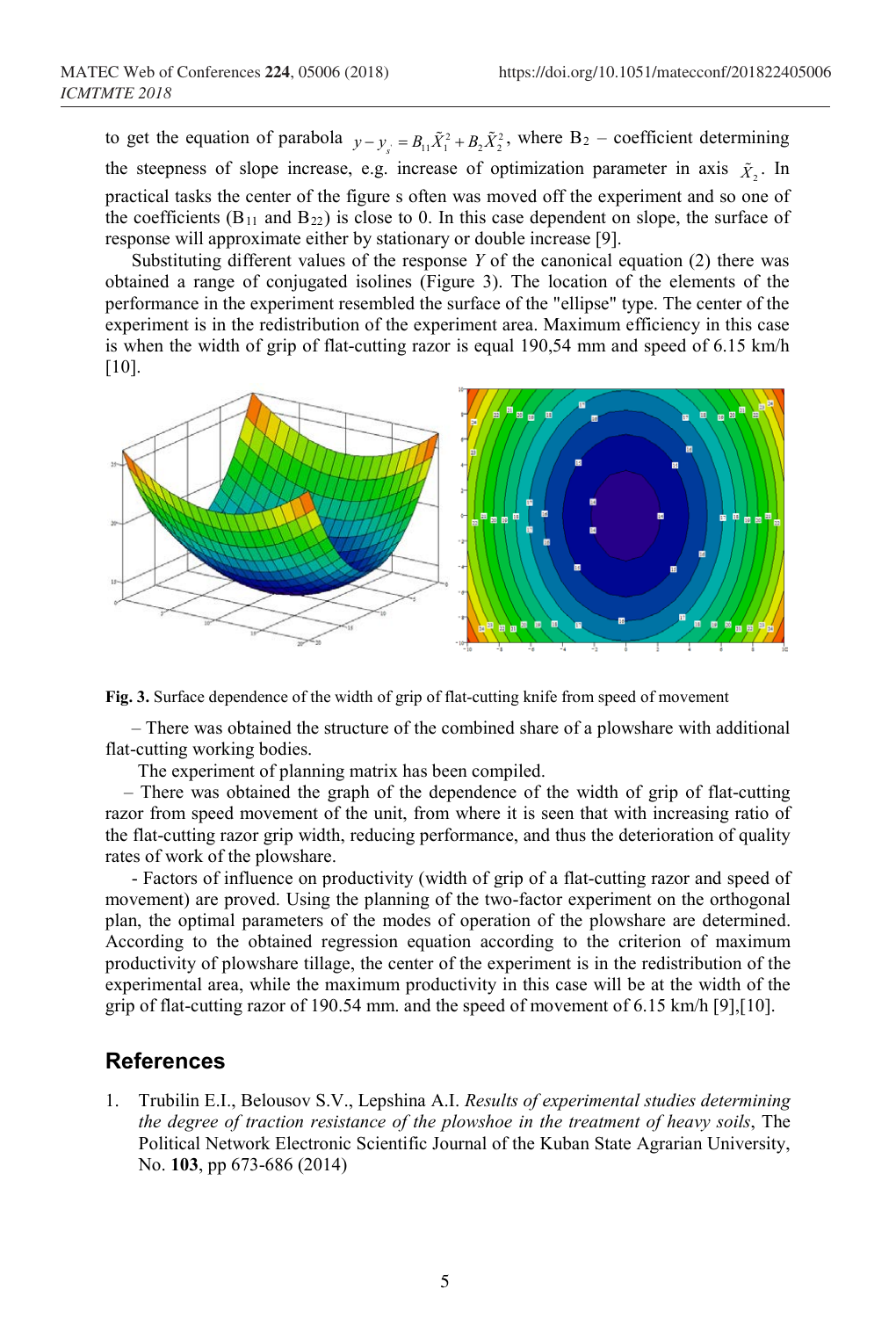to get the equation of parabola $y - y_{s} = B_{11}\tilde{X}_1^2 + B_2\tilde{X}_2^2$, where $B_2$ – coefficient determining the steepness of slope increase, e.g. increase of optimization parameter in axis $\tilde{X}_2$. In practical tasks the center of the figure s often was moved off the experiment and so one of the coefficients ($B_{11}$ and $B_{22}$) is close to 0. In this case dependent on slope, the surface of response will approximate either by stationary or double increase [9].

Substituting different values of the response $Y$ of the canonical equation (2) there was obtained a range of conjugated isolines (Figure 3). The location of the elements of the performance in the experiment resembled the surface of the "ellipse" type. The center of the experiment is in the redistribution of the experiment area. Maximum efficiency in this case is when the width of grip of flat-cutting razor is equal 190,54 mm and speed of 6.15 km/h [10].

**Fig. 3.** Surface dependence of the width of grip of flat-cutting knife from speed of movement

– There was obtained the structure of the combined share of a plowshare with additional flat-cutting working bodies.

The experiment of planning matrix has been compiled.

– There was obtained the graph of the dependence of the width of grip of flat-cutting razor from speed movement of the unit, from where it is seen that with increasing ratio of the flat-cutting razor grip width, reducing performance, and thus the deterioration of quality rates of work of the plowshare.

- Factors of influence on productivity (width of grip of a flat-cutting razor and speed of movement) are proved. Using the planning of the two-factor experiment on the orthogonal plan, the optimal parameters of the modes of operation of the plowshare are determined. According to the obtained regression equation according to the criterion of maximum productivity of plowshare tillage, the center of the experiment is in the redistribution of the experimental area, while the maximum productivity in this case will be at the width of the grip of flat-cutting razor of 190.54 mm. and the speed of movement of 6.15 km/h [9],[10].

## References

1. Trubilin E.I., Belousov S.V., Lepshina A.I. *Results of experimental studies determining the degree of traction resistance of the plowshoe in the treatment of heavy soils*, The Political Network Electronic Scientific Journal of the Kuban State Agrarian University, No. **103**, pp 673-686 (2014)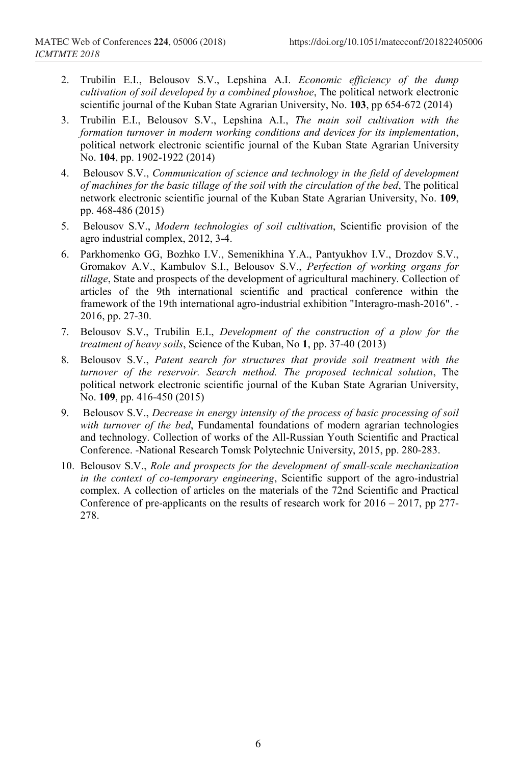2. Trubilin E.I., Belousov S.V., Lepshina A.I. *Economic efficiency of the dump cultivation of soil developed by a combined plowshoe*, The political network electronic scientific journal of the Kuban State Agrarian University, No. **103**, pp 654-672 (2014)
3. Trubilin E.I., Belousov S.V., Lepshina A.I., *The main soil cultivation with the formation turnover in modern working conditions and devices for its implementation*, political network electronic scientific journal of the Kuban State Agrarian University No. **104**, pp. 1902-1922 (2014)
4. Belousov S.V., *Communication of science and technology in the field of development of machines for the basic tillage of the soil with the circulation of the bed*, The political network electronic scientific journal of the Kuban State Agrarian University, No. **109**, pp. 468-486 (2015)
5. Belousov S.V., *Modern technologies of soil cultivation*, Scientific provision of the agro industrial complex, 2012, 3-4.
6. Parkhomenko GG, Bozhko I.V., Semenikhina Y.A., Pantyukhov I.V., Drozdov S.V., Gromakov A.V., Kambulov S.I., Belousov S.V., *Perfection of working organs for tillage*, State and prospects of the development of agricultural machinery. Collection of articles of the 9th international scientific and practical conference within the framework of the 19th international agro-industrial exhibition "Interagro-mash-2016". - 2016, pp. 27-30.
7. Belousov S.V., Trubilin E.I., *Development of the construction of a plow for the treatment of heavy soils*, Science of the Kuban, No **1**, pp. 37-40 (2013)
8. Belousov S.V., *Patent search for structures that provide soil treatment with the turnover of the reservoir. Search method. The proposed technical solution*, The political network electronic scientific journal of the Kuban State Agrarian University, No. **109**, pp. 416-450 (2015)
9. Belousov S.V., *Decrease in energy intensity of the process of basic processing of soil with turnover of the bed*, Fundamental foundations of modern agrarian technologies and technology. Collection of works of the All-Russian Youth Scientific and Practical Conference. -National Research Tomsk Polytechnic University, 2015, pp. 280-283.
10. Belousov S.V., *Role and prospects for the development of small-scale mechanization in the context of co-temporary engineering*, Scientific support of the agro-industrial complex. A collection of articles on the materials of the 72nd Scientific and Practical Conference of pre-applicants on the results of research work for 2016 – 2017, pp 277-278.